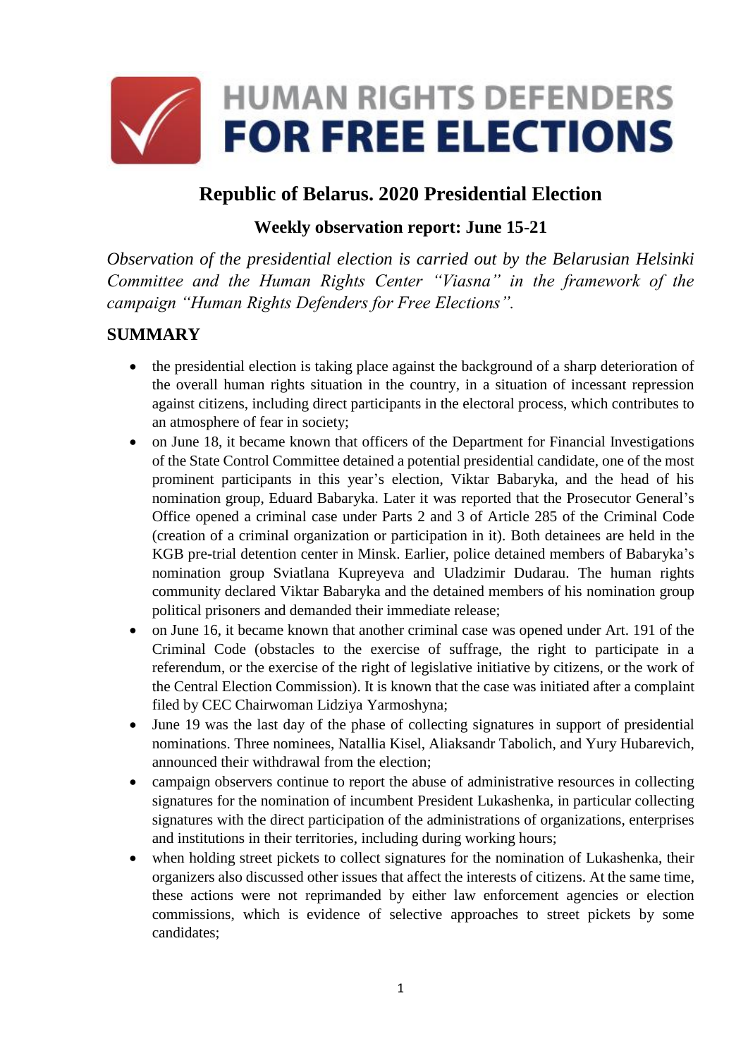# HUMAN RIGHTS DEFENDERS FOR FREE ELECTIONS

## Republic of Belarus. 2020 Presidential Election

### Weekly observation report: June 15-21

*Observation of the presidential election is carried out by the Belarusian Helsinki Committee and the Human Rights Center "Viasna" in the framework of the campaign "Human Rights Defenders for Free Elections".*

## SUMMARY

- the presidential election is taking place against the background of a sharp deterioration of the overall human rights situation in the country, in a situation of incessant repression against citizens, including direct participants in the electoral process, which contributes to an atmosphere of fear in society;
- on June 18, it became known that officers of the Department for Financial Investigations of the State Control Committee detained a potential presidential candidate, one of the most prominent participants in this year's election, Viktar Babaryka, and the head of his nomination group, Eduard Babaryka. Later it was reported that the Prosecutor General's Office opened a criminal case under Parts 2 and 3 of Article 285 of the Criminal Code (creation of a criminal organization or participation in it). Both detainees are held in the KGB pre-trial detention center in Minsk. Earlier, police detained members of Babaryka's nomination group Sviatlana Kupreyeva and Uladzimir Dudarau. The human rights community declared Viktar Babaryka and the detained members of his nomination group political prisoners and demanded their immediate release;
- on June 16, it became known that another criminal case was opened under Art. 191 of the Criminal Code (obstacles to the exercise of suffrage, the right to participate in a referendum, or the exercise of the right of legislative initiative by citizens, or the work of the Central Election Commission). It is known that the case was initiated after a complaint filed by CEC Chairwoman Lidziya Yarmoshyna;
- June 19 was the last day of the phase of collecting signatures in support of presidential nominations. Three nominees, Natallia Kisel, Aliaksandr Tabolich, and Yury Hubarevich, announced their withdrawal from the election;
- campaign observers continue to report the abuse of administrative resources in collecting signatures for the nomination of incumbent President Lukashenka, in particular collecting signatures with the direct participation of the administrations of organizations, enterprises and institutions in their territories, including during working hours;
- when holding street pickets to collect signatures for the nomination of Lukashenka, their organizers also discussed other issues that affect the interests of citizens. At the same time, these actions were not reprimanded by either law enforcement agencies or election commissions, which is evidence of selective approaches to street pickets by some candidates;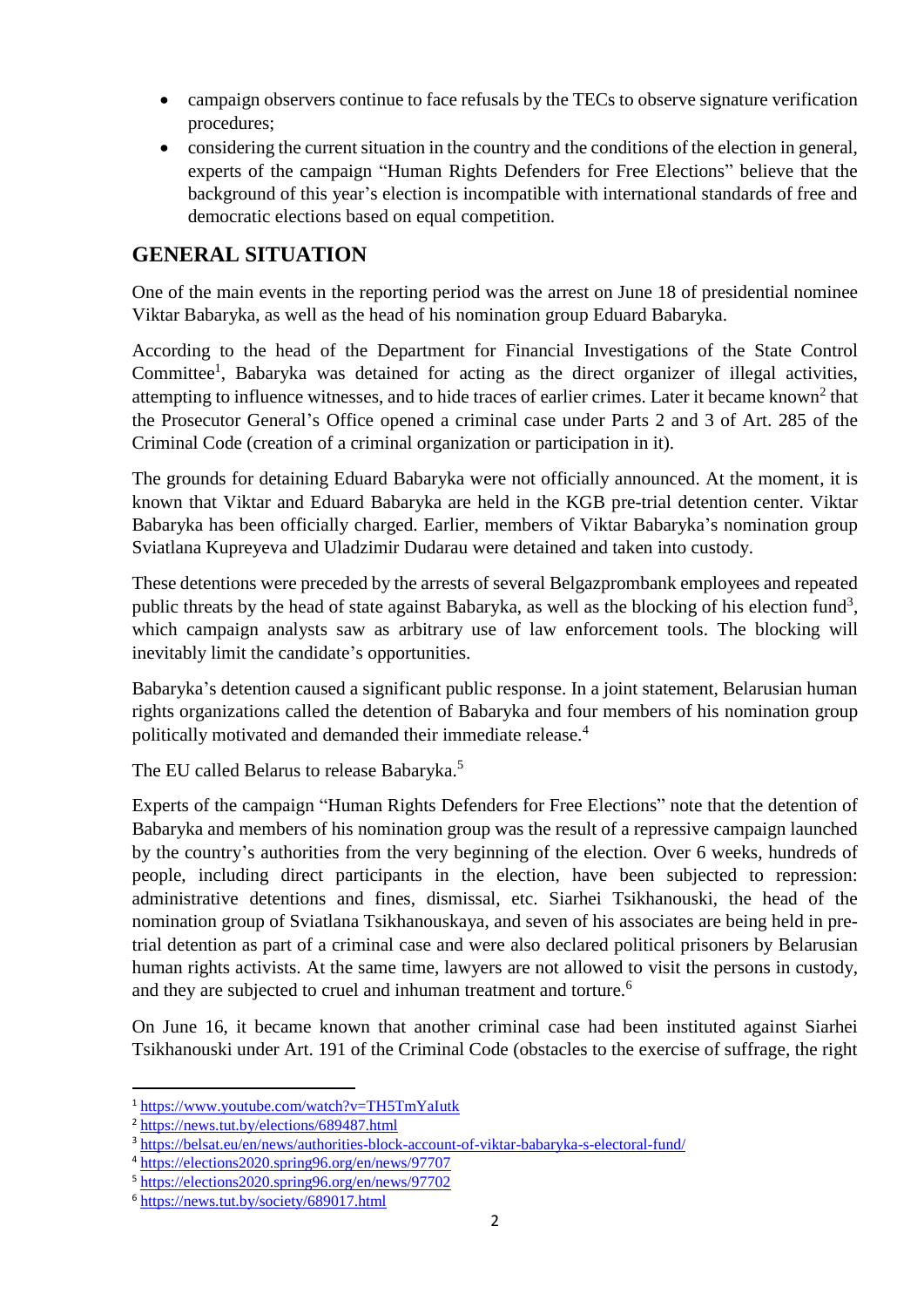- campaign observers continue to face refusals by the TECs to observe signature verification procedures;
- considering the current situation in the country and the conditions of the election in general, experts of the campaign "Human Rights Defenders for Free Elections" believe that the background of this year's election is incompatible with international standards of free and democratic elections based on equal competition.

## GENERAL SITUATION

One of the main events in the reporting period was the arrest on June 18 of presidential nominee Viktar Babaryka, as well as the head of his nomination group Eduard Babaryka.

According to the head of the Department for Financial Investigations of the State Control Committee[1], Babaryka was detained for acting as the direct organizer of illegal activities, attempting to influence witnesses, and to hide traces of earlier crimes. Later it became known[2] that the Prosecutor General's Office opened a criminal case under Parts 2 and 3 of Art. 285 of the Criminal Code (creation of a criminal organization or participation in it).

The grounds for detaining Eduard Babaryka were not officially announced. At the moment, it is known that Viktar and Eduard Babaryka are held in the KGB pre-trial detention center. Viktar Babaryka has been officially charged. Earlier, members of Viktar Babaryka's nomination group Sviatlana Kupreyeva and Uladzimir Dudarau were detained and taken into custody.

These detentions were preceded by the arrests of several Belgazprombank employees and repeated public threats by the head of state against Babaryka, as well as the blocking of his election fund[3], which campaign analysts saw as arbitrary use of law enforcement tools. The blocking will inevitably limit the candidate's opportunities.

Babaryka's detention caused a significant public response. In a joint statement, Belarusian human rights organizations called the detention of Babaryka and four members of his nomination group politically motivated and demanded their immediate release.[4]

The EU called Belarus to release Babaryka.[5]

Experts of the campaign "Human Rights Defenders for Free Elections" note that the detention of Babaryka and members of his nomination group was the result of a repressive campaign launched by the country's authorities from the very beginning of the election. Over 6 weeks, hundreds of people, including direct participants in the election, have been subjected to repression: administrative detentions and fines, dismissal, etc. Siarhei Tsikhanouski, the head of the nomination group of Sviatlana Tsikhanouskaya, and seven of his associates are being held in pre-trial detention as part of a criminal case and were also declared political prisoners by Belarusian human rights activists. At the same time, lawyers are not allowed to visit the persons in custody, and they are subjected to cruel and inhuman treatment and torture.[6]

On June 16, it became known that another criminal case had been instituted against Siarhei Tsikhanouski under Art. 191 of the Criminal Code (obstacles to the exercise of suffrage, the right

---

[1] https://www.youtube.com/watch?v=TH5TmYaIutk
[2] https://news.tut.by/elections/689487.html
[3] https://belsat.eu/en/news/authorities-block-account-of-viktar-babaryka-s-electoral-fund/
[4] https://elections2020.spring96.org/en/news/97707
[5] https://elections2020.spring96.org/en/news/97702
[6] https://news.tut.by/society/689017.html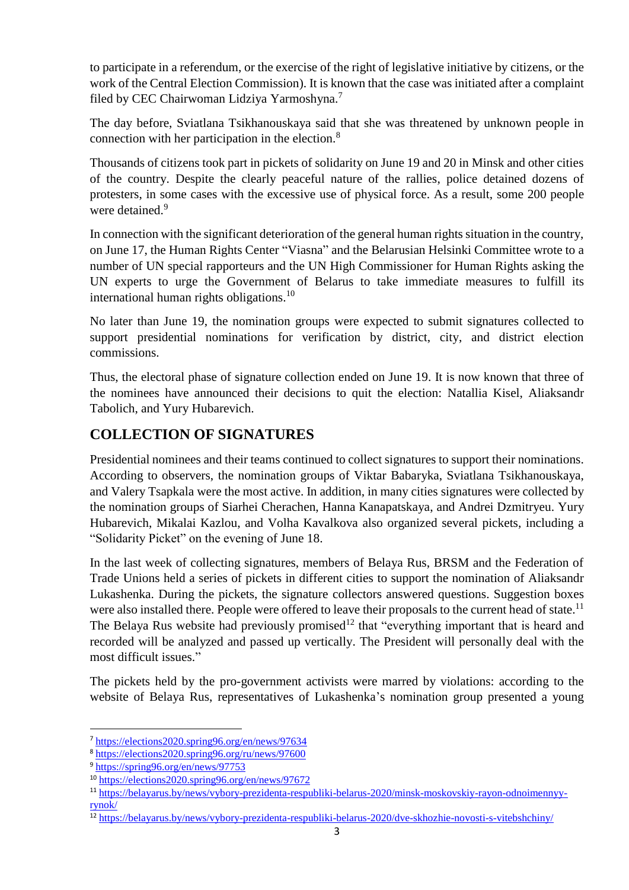to participate in a referendum, or the exercise of the right of legislative initiative by citizens, or the work of the Central Election Commission). It is known that the case was initiated after a complaint filed by CEC Chairwoman Lidziya Yarmoshyna.[7]

The day before, Sviatlana Tsikhanouskaya said that she was threatened by unknown people in connection with her participation in the election.[8]

Thousands of citizens took part in pickets of solidarity on June 19 and 20 in Minsk and other cities of the country. Despite the clearly peaceful nature of the rallies, police detained dozens of protesters, in some cases with the excessive use of physical force. As a result, some 200 people were detained.[9]

In connection with the significant deterioration of the general human rights situation in the country, on June 17, the Human Rights Center "Viasna" and the Belarusian Helsinki Committee wrote to a number of UN special rapporteurs and the UN High Commissioner for Human Rights asking the UN experts to urge the Government of Belarus to take immediate measures to fulfill its international human rights obligations.[10]

No later than June 19, the nomination groups were expected to submit signatures collected to support presidential nominations for verification by district, city, and district election commissions.

Thus, the electoral phase of signature collection ended on June 19. It is now known that three of the nominees have announced their decisions to quit the election: Natallia Kisel, Aliaksandr Tabolich, and Yury Hubarevich.

## COLLECTION OF SIGNATURES

Presidential nominees and their teams continued to collect signatures to support their nominations. According to observers, the nomination groups of Viktar Babaryka, Sviatlana Tsikhanouskaya, and Valery Tsapkala were the most active. In addition, in many cities signatures were collected by the nomination groups of Siarhei Cherachen, Hanna Kanapatskaya, and Andrei Dzmitryeu. Yury Hubarevich, Mikalai Kazlou, and Volha Kavalkova also organized several pickets, including a "Solidarity Picket" on the evening of June 18.

In the last week of collecting signatures, members of Belaya Rus, BRSM and the Federation of Trade Unions held a series of pickets in different cities to support the nomination of Aliaksandr Lukashenka. During the pickets, the signature collectors answered questions. Suggestion boxes were also installed there. People were offered to leave their proposals to the current head of state.[11] The Belaya Rus website had previously promised[12] that "everything important that is heard and recorded will be analyzed and passed up vertically. The President will personally deal with the most difficult issues."

The pickets held by the pro-government activists were marred by violations: according to the website of Belaya Rus, representatives of Lukashenka's nomination group presented a young

---

[7] https://elections2020.spring96.org/en/news/97634

[8] https://elections2020.spring96.org/ru/news/97600

[9] https://spring96.org/en/news/97753

[10] https://elections2020.spring96.org/en/news/97672

[11] https://belayarus.by/news/vybory-prezidenta-respubliki-belarus-2020/minsk-moskovskiy-rayon-odnoimennyy-rynok/

[12] https://belayarus.by/news/vybory-prezidenta-respubliki-belarus-2020/dve-skhozhie-novosti-s-vitebshchiny/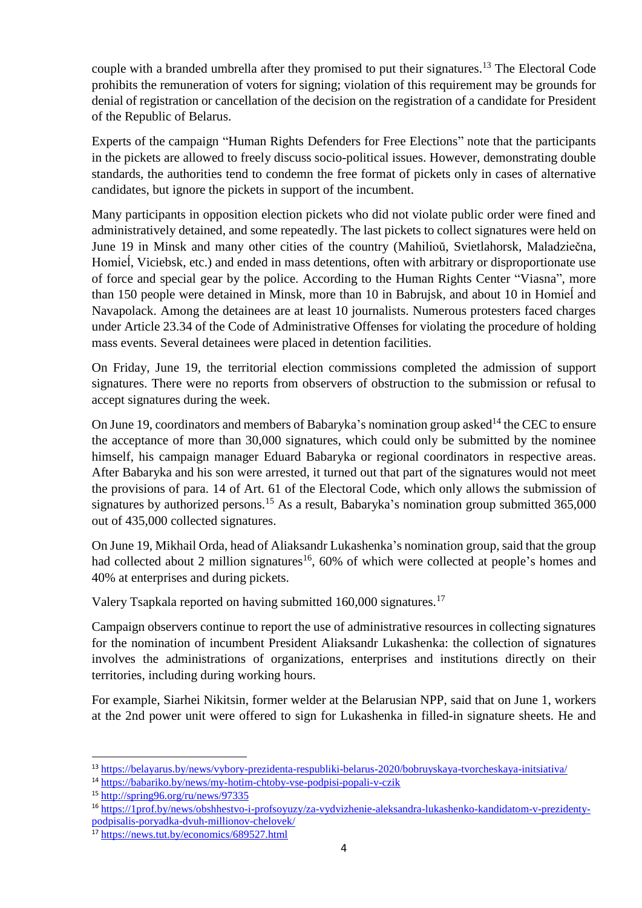couple with a branded umbrella after they promised to put their signatures.[13] The Electoral Code prohibits the remuneration of voters for signing; violation of this requirement may be grounds for denial of registration or cancellation of the decision on the registration of a candidate for President of the Republic of Belarus.

Experts of the campaign "Human Rights Defenders for Free Elections" note that the participants in the pickets are allowed to freely discuss socio-political issues. However, demonstrating double standards, the authorities tend to condemn the free format of pickets only in cases of alternative candidates, but ignore the pickets in support of the incumbent.

Many participants in opposition election pickets who did not violate public order were fined and administratively detained, and some repeatedly. The last pickets to collect signatures were held on June 19 in Minsk and many other cities of the country (Mahilioŭ, Svietlahorsk, Maladziečna, Homieĺ, Viciebsk, etc.) and ended in mass detentions, often with arbitrary or disproportionate use of force and special gear by the police. According to the Human Rights Center "Viasna", more than 150 people were detained in Minsk, more than 10 in Babrujsk, and about 10 in Homieĺ and Navapolack. Among the detainees are at least 10 journalists. Numerous protesters faced charges under Article 23.34 of the Code of Administrative Offenses for violating the procedure of holding mass events. Several detainees were placed in detention facilities.

On Friday, June 19, the territorial election commissions completed the admission of support signatures. There were no reports from observers of obstruction to the submission or refusal to accept signatures during the week.

On June 19, coordinators and members of Babaryka's nomination group asked[14] the CEC to ensure the acceptance of more than 30,000 signatures, which could only be submitted by the nominee himself, his campaign manager Eduard Babaryka or regional coordinators in respective areas. After Babaryka and his son were arrested, it turned out that part of the signatures would not meet the provisions of para. 14 of Art. 61 of the Electoral Code, which only allows the submission of signatures by authorized persons.[15] As a result, Babaryka's nomination group submitted 365,000 out of 435,000 collected signatures.

On June 19, Mikhail Orda, head of Aliaksandr Lukashenka's nomination group, said that the group had collected about 2 million signatures[16], 60% of which were collected at people's homes and 40% at enterprises and during pickets.

Valery Tsapkala reported on having submitted 160,000 signatures.[17]

Campaign observers continue to report the use of administrative resources in collecting signatures for the nomination of incumbent President Aliaksandr Lukashenka: the collection of signatures involves the administrations of organizations, enterprises and institutions directly on their territories, including during working hours.

For example, Siarhei Nikitsin, former welder at the Belarusian NPP, said that on June 1, workers at the 2nd power unit were offered to sign for Lukashenka in filled-in signature sheets. He and

---

[13] https://belayarus.by/news/vybory-prezidenta-respubliki-belarus-2020/bobruyskaya-tvorcheskaya-initsiativa/

[14] https://babariko.by/news/my-hotim-chtoby-vse-podpisi-popali-v-czik

[15] http://spring96.org/ru/news/97335

[16] https://1prof.by/news/obshhestvo-i-profsoyuzy/za-vydvizhenie-aleksandra-lukashenko-kandidatom-v-prezidenty-podpisalis-poryadka-dvuh-millionov-chelovek/

[17] https://news.tut.by/economics/689527.html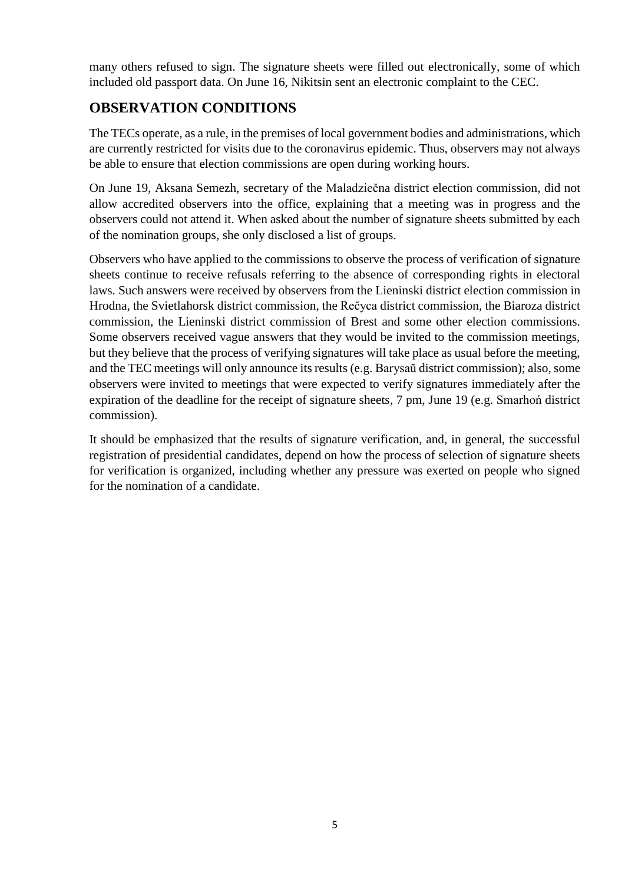many others refused to sign. The signature sheets were filled out electronically, some of which included old passport data. On June 16, Nikitsin sent an electronic complaint to the CEC.

## OBSERVATION CONDITIONS

The TECs operate, as a rule, in the premises of local government bodies and administrations, which are currently restricted for visits due to the coronavirus epidemic. Thus, observers may not always be able to ensure that election commissions are open during working hours.

On June 19, Aksana Semezh, secretary of the Maladziečna district election commission, did not allow accredited observers into the office, explaining that a meeting was in progress and the observers could not attend it. When asked about the number of signature sheets submitted by each of the nomination groups, she only disclosed a list of groups.

Observers who have applied to the commissions to observe the process of verification of signature sheets continue to receive refusals referring to the absence of corresponding rights in electoral laws. Such answers were received by observers from the Lieninski district election commission in Hrodna, the Svietlahorsk district commission, the Rečyca district commission, the Biaroza district commission, the Lieninski district commission of Brest and some other election commissions. Some observers received vague answers that they would be invited to the commission meetings, but they believe that the process of verifying signatures will take place as usual before the meeting, and the TEC meetings will only announce its results (e.g. Barysaŭ district commission); also, some observers were invited to meetings that were expected to verify signatures immediately after the expiration of the deadline for the receipt of signature sheets, 7 pm, June 19 (e.g. Smarhoń district commission).

It should be emphasized that the results of signature verification, and, in general, the successful registration of presidential candidates, depend on how the process of selection of signature sheets for verification is organized, including whether any pressure was exerted on people who signed for the nomination of a candidate.